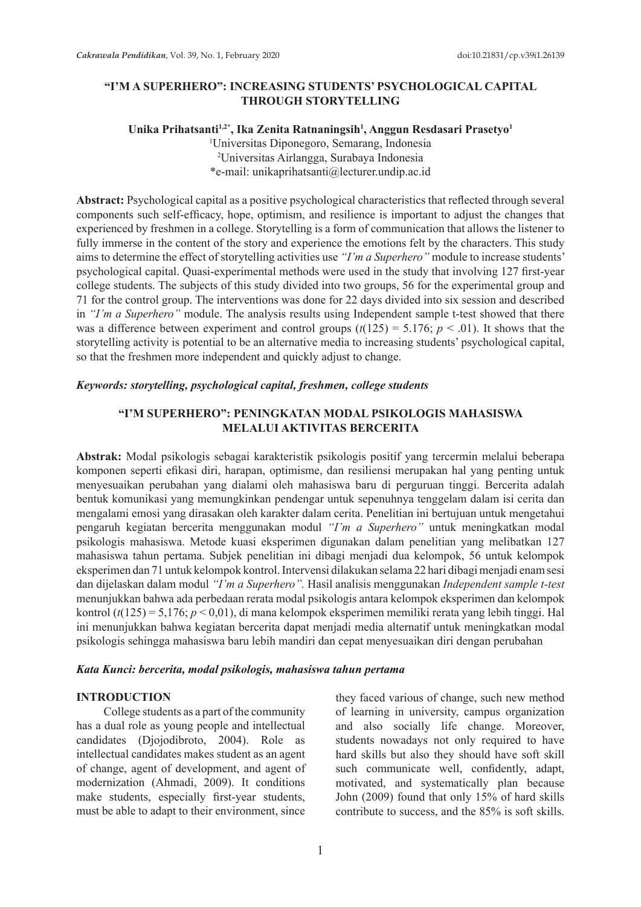# "I'M A SUPERHERO": INCREASING STUDENTS' PSYCHOLOGICAL CAPITAL THROUGH STORYTELLING

**Unika Prihatsanti[1,2*], Ika Zenita Ratnaningsih[1], Anggun Resdasari Prasetyo[1]**

[1]Universitas Diponegoro, Semarang, Indonesia
[2]Universitas Airlangga, Surabaya Indonesia
*e-mail: unikaprihatsanti@lecturer.undip.ac.id

**Abstract:** Psychological capital as a positive psychological characteristics that reflected through several components such self-efficacy, hope, optimism, and resilience is important to adjust the changes that experienced by freshmen in a college. Storytelling is a form of communication that allows the listener to fully immerse in the content of the story and experience the emotions felt by the characters. This study aims to determine the effect of storytelling activities use *"I'm a Superhero"* module to increase students' psychological capital. Quasi-experimental methods were used in the study that involving 127 first-year college students. The subjects of this study divided into two groups, 56 for the experimental group and 71 for the control group. The interventions was done for 22 days divided into six session and described in *"I'm a Superhero"* module. The analysis results using Independent sample t-test showed that there was a difference between experiment and control groups ($t(125) = 5.176$; $p < .01$). It shows that the storytelling activity is potential to be an alternative media to increasing students' psychological capital, so that the freshmen more independent and quickly adjust to change.

***Keywords: storytelling, psychological capital, freshmen, college students***

# "I'M SUPERHERO": PENINGKATAN MODAL PSIKOLOGIS MAHASISWA MELALUI AKTIVITAS BERCERITA

**Abstrak:** Modal psikologis sebagai karakteristik psikologis positif yang tercermin melalui beberapa komponen seperti efikasi diri, harapan, optimisme, dan resiliensi merupakan hal yang penting untuk menyesuaikan perubahan yang dialami oleh mahasiswa baru di perguruan tinggi. Bercerita adalah bentuk komunikasi yang memungkinkan pendengar untuk sepenuhnya tenggelam dalam isi cerita dan mengalami emosi yang dirasakan oleh karakter dalam cerita. Penelitian ini bertujuan untuk mengetahui pengaruh kegiatan bercerita menggunakan modul *"I'm a Superhero"* untuk meningkatkan modal psikologis mahasiswa. Metode kuasi eksperimen digunakan dalam penelitian yang melibatkan 127 mahasiswa tahun pertama. Subjek penelitian ini dibagi menjadi dua kelompok, 56 untuk kelompok eksperimen dan 71 untuk kelompok kontrol. Intervensi dilakukan selama 22 hari dibagi menjadi enam sesi dan dijelaskan dalam modul *"I'm a Superhero".* Hasil analisis menggunakan *Independent sample t-test* menunjukkan bahwa ada perbedaan rerata modal psikologis antara kelompok eksperimen dan kelompok kontrol ($t(125) = 5{,}176$; $p < 0{,}01$), di mana kelompok eksperimen memiliki rerata yang lebih tinggi. Hal ini menunjukkan bahwa kegiatan bercerita dapat menjadi media alternatif untuk meningkatkan modal psikologis sehingga mahasiswa baru lebih mandiri dan cepat menyesuaikan diri dengan perubahan

***Kata Kunci: bercerita, modal psikologis, mahasiswa tahun pertama***

## INTRODUCTION

College students as a part of the community has a dual role as young people and intellectual candidates (Djojodibroto, 2004). Role as intellectual candidates makes student as an agent of change, agent of development, and agent of modernization (Ahmadi, 2009). It conditions make students, especially first-year students, must be able to adapt to their environment, since they faced various of change, such new method of learning in university, campus organization and also socially life change. Moreover, students nowadays not only required to have hard skills but also they should have soft skill such communicate well, confidently, adapt, motivated, and systematically plan because John (2009) found that only 15% of hard skills contribute to success, and the 85% is soft skills.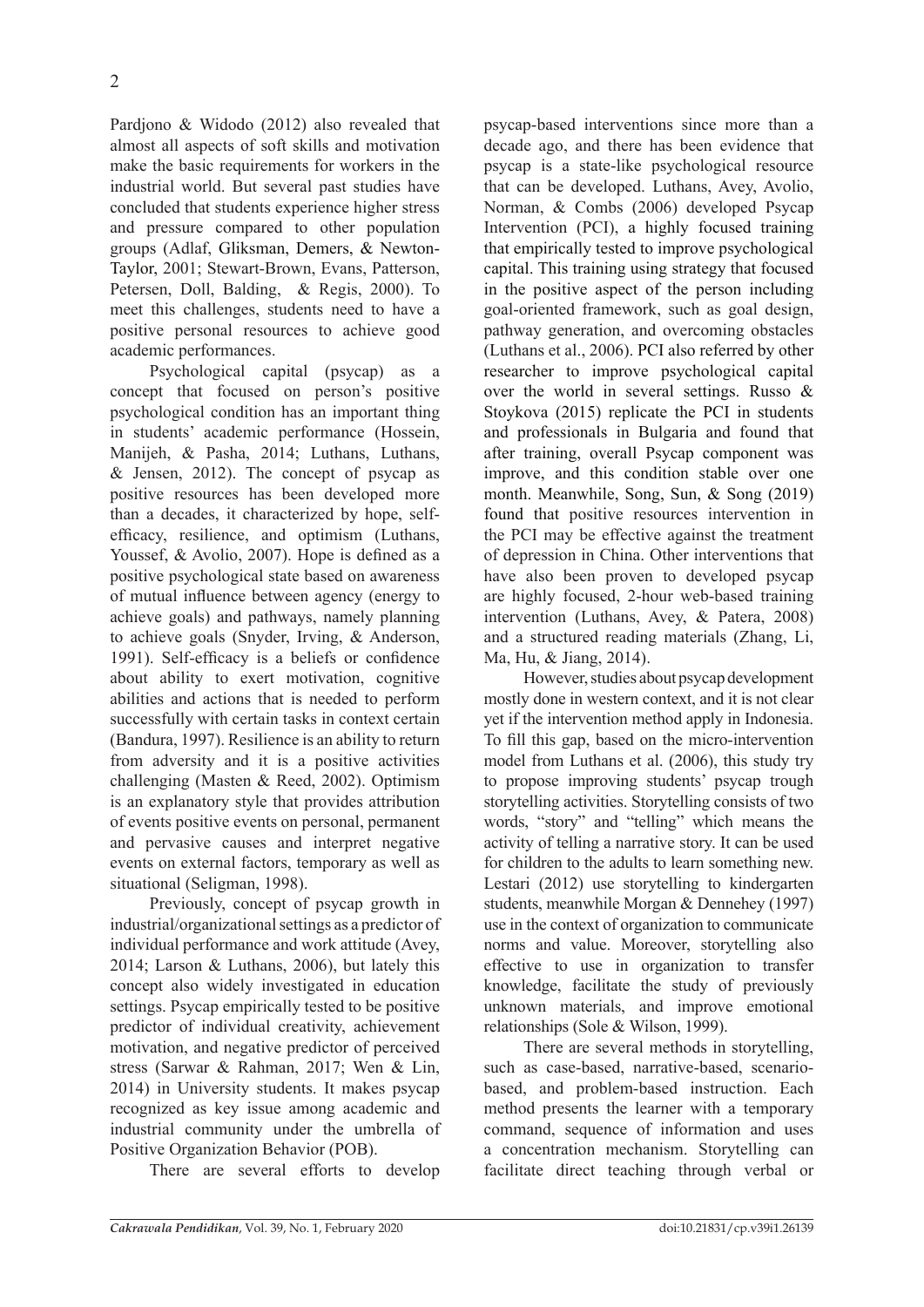Pardjono & Widodo (2012) also revealed that almost all aspects of soft skills and motivation make the basic requirements for workers in the industrial world. But several past studies have concluded that students experience higher stress and pressure compared to other population groups (Adlaf, Gliksman, Demers, & Newton-Taylor, 2001; Stewart-Brown, Evans, Patterson, Petersen, Doll, Balding, & Regis, 2000). To meet this challenges, students need to have a positive personal resources to achieve good academic performances.

Psychological capital (psycap) as a concept that focused on person's positive psychological condition has an important thing in students' academic performance (Hossein, Manijeh, & Pasha, 2014; Luthans, Luthans, & Jensen, 2012). The concept of psycap as positive resources has been developed more than a decades, it characterized by hope, self-efficacy, resilience, and optimism (Luthans, Youssef, & Avolio, 2007). Hope is defined as a positive psychological state based on awareness of mutual influence between agency (energy to achieve goals) and pathways, namely planning to achieve goals (Snyder, Irving, & Anderson, 1991). Self-efficacy is a beliefs or confidence about ability to exert motivation, cognitive abilities and actions that is needed to perform successfully with certain tasks in context certain (Bandura, 1997). Resilience is an ability to return from adversity and it is a positive activities challenging (Masten & Reed, 2002). Optimism is an explanatory style that provides attribution of events positive events on personal, permanent and pervasive causes and interpret negative events on external factors, temporary as well as situational (Seligman, 1998).

Previously, concept of psycap growth in industrial/organizational settings as a predictor of individual performance and work attitude (Avey, 2014; Larson & Luthans, 2006), but lately this concept also widely investigated in education settings. Psycap empirically tested to be positive predictor of individual creativity, achievement motivation, and negative predictor of perceived stress (Sarwar & Rahman, 2017; Wen & Lin, 2014) in University students. It makes psycap recognized as key issue among academic and industrial community under the umbrella of Positive Organization Behavior (POB).

There are several efforts to develop psycap-based interventions since more than a decade ago, and there has been evidence that psycap is a state-like psychological resource that can be developed. Luthans, Avey, Avolio, Norman, & Combs (2006) developed Psycap Intervention (PCI), a highly focused training that empirically tested to improve psychological capital. This training using strategy that focused in the positive aspect of the person including goal-oriented framework, such as goal design, pathway generation, and overcoming obstacles (Luthans et al., 2006). PCI also referred by other researcher to improve psychological capital over the world in several settings. Russo & Stoykova (2015) replicate the PCI in students and professionals in Bulgaria and found that after training, overall Psycap component was improve, and this condition stable over one month. Meanwhile, Song, Sun, & Song (2019) found that positive resources intervention in the PCI may be effective against the treatment of depression in China. Other interventions that have also been proven to developed psycap are highly focused, 2-hour web-based training intervention (Luthans, Avey, & Patera, 2008) and a structured reading materials (Zhang, Li, Ma, Hu, & Jiang, 2014).

However, studies about psycap development mostly done in western context, and it is not clear yet if the intervention method apply in Indonesia. To fill this gap, based on the micro-intervention model from Luthans et al. (2006), this study try to propose improving students' psycap trough storytelling activities. Storytelling consists of two words, "story" and "telling" which means the activity of telling a narrative story. It can be used for children to the adults to learn something new. Lestari (2012) use storytelling to kindergarten students, meanwhile Morgan & Dennehey (1997) use in the context of organization to communicate norms and value. Moreover, storytelling also effective to use in organization to transfer knowledge, facilitate the study of previously unknown materials, and improve emotional relationships (Sole & Wilson, 1999).

There are several methods in storytelling, such as case-based, narrative-based, scenario-based, and problem-based instruction. Each method presents the learner with a temporary command, sequence of information and uses a concentration mechanism. Storytelling can facilitate direct teaching through verbal or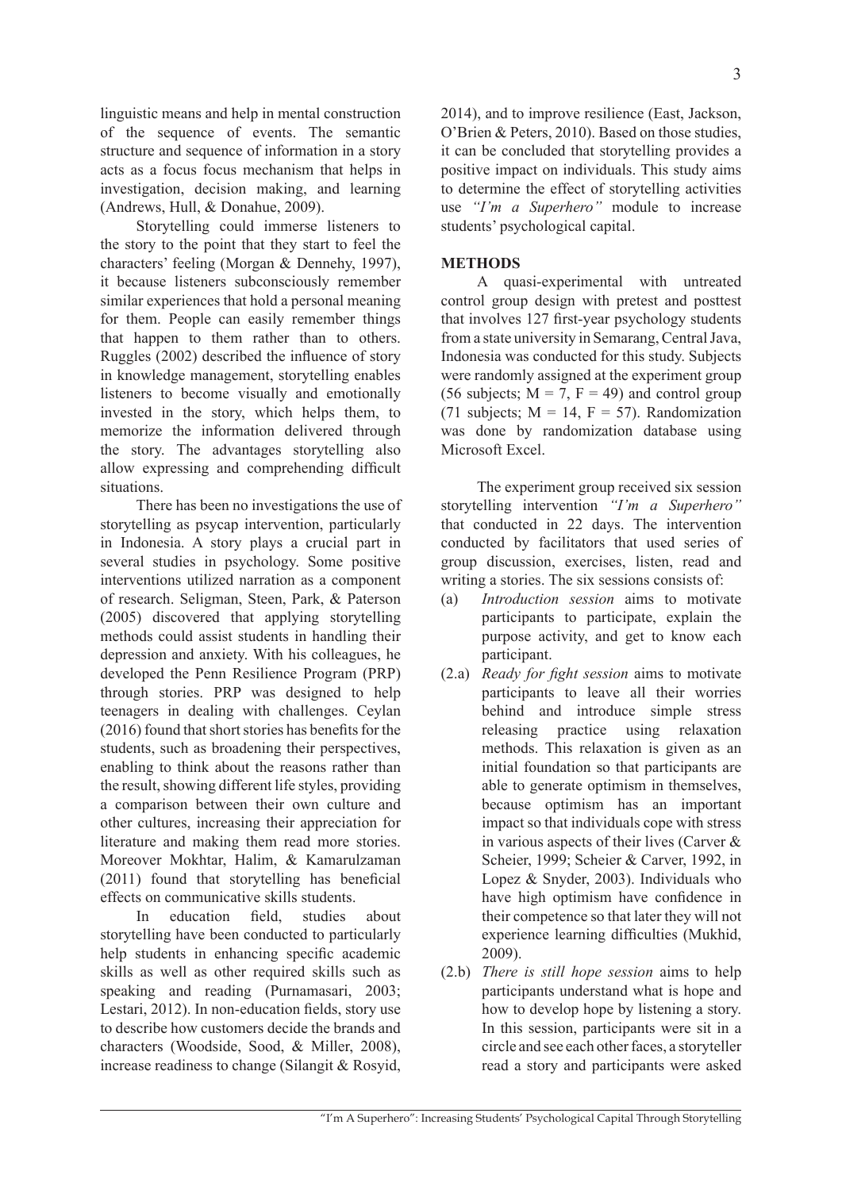linguistic means and help in mental construction of the sequence of events. The semantic structure and sequence of information in a story acts as a focus focus mechanism that helps in investigation, decision making, and learning (Andrews, Hull, & Donahue, 2009).

Storytelling could immerse listeners to the story to the point that they start to feel the characters' feeling (Morgan & Dennehy, 1997), it because listeners subconsciously remember similar experiences that hold a personal meaning for them. People can easily remember things that happen to them rather than to others. Ruggles (2002) described the influence of story in knowledge management, storytelling enables listeners to become visually and emotionally invested in the story, which helps them, to memorize the information delivered through the story. The advantages storytelling also allow expressing and comprehending difficult situations.

There has been no investigations the use of storytelling as psycap intervention, particularly in Indonesia. A story plays a crucial part in several studies in psychology. Some positive interventions utilized narration as a component of research. Seligman, Steen, Park, & Paterson (2005) discovered that applying storytelling methods could assist students in handling their depression and anxiety. With his colleagues, he developed the Penn Resilience Program (PRP) through stories. PRP was designed to help teenagers in dealing with challenges. Ceylan (2016) found that short stories has benefits for the students, such as broadening their perspectives, enabling to think about the reasons rather than the result, showing different life styles, providing a comparison between their own culture and other cultures, increasing their appreciation for literature and making them read more stories. Moreover Mokhtar, Halim, & Kamarulzaman (2011) found that storytelling has beneficial effects on communicative skills students.

In education field, studies about storytelling have been conducted to particularly help students in enhancing specific academic skills as well as other required skills such as speaking and reading (Purnamasari, 2003; Lestari, 2012). In non-education fields, story use to describe how customers decide the brands and characters (Woodside, Sood, & Miller, 2008), increase readiness to change (Silangit & Rosyid, 2014), and to improve resilience (East, Jackson, O'Brien & Peters, 2010). Based on those studies, it can be concluded that storytelling provides a positive impact on individuals. This study aims to determine the effect of storytelling activities use *"I'm a Superhero"* module to increase students' psychological capital.

## METHODS

A quasi-experimental with untreated control group design with pretest and posttest that involves 127 first-year psychology students from a state university in Semarang, Central Java, Indonesia was conducted for this study. Subjects were randomly assigned at the experiment group (56 subjects; M = 7, F = 49) and control group (71 subjects; M = 14, F = 57). Randomization was done by randomization database using Microsoft Excel.

The experiment group received six session storytelling intervention *"I'm a Superhero"* that conducted in 22 days. The intervention conducted by facilitators that used series of group discussion, exercises, listen, read and writing a stories. The six sessions consists of:

(a) *Introduction session* aims to motivate participants to participate, explain the purpose activity, and get to know each participant.

(2.a) *Ready for fight session* aims to motivate participants to leave all their worries behind and introduce simple stress releasing practice using relaxation methods. This relaxation is given as an initial foundation so that participants are able to generate optimism in themselves, because optimism has an important impact so that individuals cope with stress in various aspects of their lives (Carver & Scheier, 1999; Scheier & Carver, 1992, in Lopez & Snyder, 2003). Individuals who have high optimism have confidence in their competence so that later they will not experience learning difficulties (Mukhid, 2009).

(2.b) *There is still hope session* aims to help participants understand what is hope and how to develop hope by listening a story. In this session, participants were sit in a circle and see each other faces, a storyteller read a story and participants were asked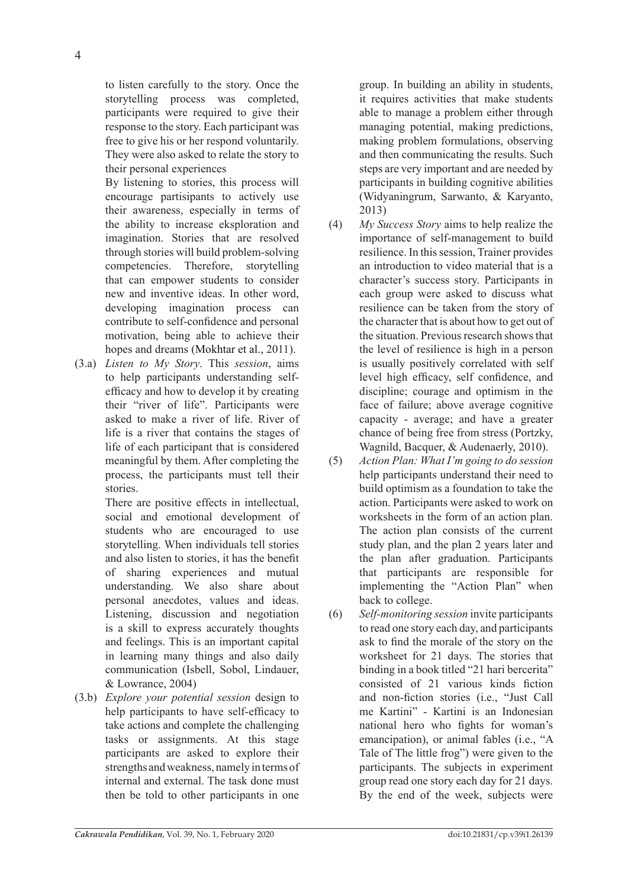to listen carefully to the story. Once the storytelling process was completed, participants were required to give their response to the story. Each participant was free to give his or her respond voluntarily. They were also asked to relate the story to their personal experiences

By listening to stories, this process will encourage partisipants to actively use their awareness, especially in terms of the ability to increase eksploration and imagination. Stories that are resolved through stories will build problem-solving competencies. Therefore, storytelling that can empower students to consider new and inventive ideas. In other word, developing imagination process can contribute to self-confidence and personal motivation, being able to achieve their hopes and dreams (Mokhtar et al., 2011).

(3.a) *Listen to My Story*. This *session*, aims to help participants understanding self-efficacy and how to develop it by creating their "river of life". Participants were asked to make a river of life. River of life is a river that contains the stages of life of each participant that is considered meaningful by them. After completing the process, the participants must tell their stories.

There are positive effects in intellectual, social and emotional development of students who are encouraged to use storytelling. When individuals tell stories and also listen to stories, it has the benefit of sharing experiences and mutual understanding. We also share about personal anecdotes, values and ideas. Listening, discussion and negotiation is a skill to express accurately thoughts and feelings. This is an important capital in learning many things and also daily communication (Isbell, Sobol, Lindauer, & Lowrance, 2004)

(3.b) *Explore your potential session* design to help participants to have self-efficacy to take actions and complete the challenging tasks or assignments. At this stage participants are asked to explore their strengths and weakness, namely in terms of internal and external. The task done must then be told to other participants in one group. In building an ability in students, it requires activities that make students able to manage a problem either through managing potential, making predictions, making problem formulations, observing and then communicating the results. Such steps are very important and are needed by participants in building cognitive abilities (Widyaningrum, Sarwanto, & Karyanto, 2013)

(4) *My Success Story* aims to help realize the importance of self-management to build resilience. In this session, Trainer provides an introduction to video material that is a character's success story. Participants in each group were asked to discuss what resilience can be taken from the story of the character that is about how to get out of the situation. Previous research shows that the level of resilience is high in a person is usually positively correlated with self level high efficacy, self confidence, and discipline; courage and optimism in the face of failure; above average cognitive capacity - average; and have a greater chance of being free from stress (Portzky, Wagnild, Bacquer, & Audenaerly, 2010).

(5) *Action Plan: What I'm going to do session* help participants understand their need to build optimism as a foundation to take the action. Participants were asked to work on worksheets in the form of an action plan. The action plan consists of the current study plan, and the plan 2 years later and the plan after graduation. Participants that participants are responsible for implementing the "Action Plan" when back to college.

(6) *Self-monitoring session* invite participants to read one story each day, and participants ask to find the morale of the story on the worksheet for 21 days. The stories that binding in a book titled "21 hari bercerita" consisted of 21 various kinds fiction and non-fiction stories (i.e., "Just Call me Kartini" - Kartini is an Indonesian national hero who fights for woman's emancipation), or animal fables (i.e., "A Tale of The little frog") were given to the participants. The subjects in experiment group read one story each day for 21 days. By the end of the week, subjects were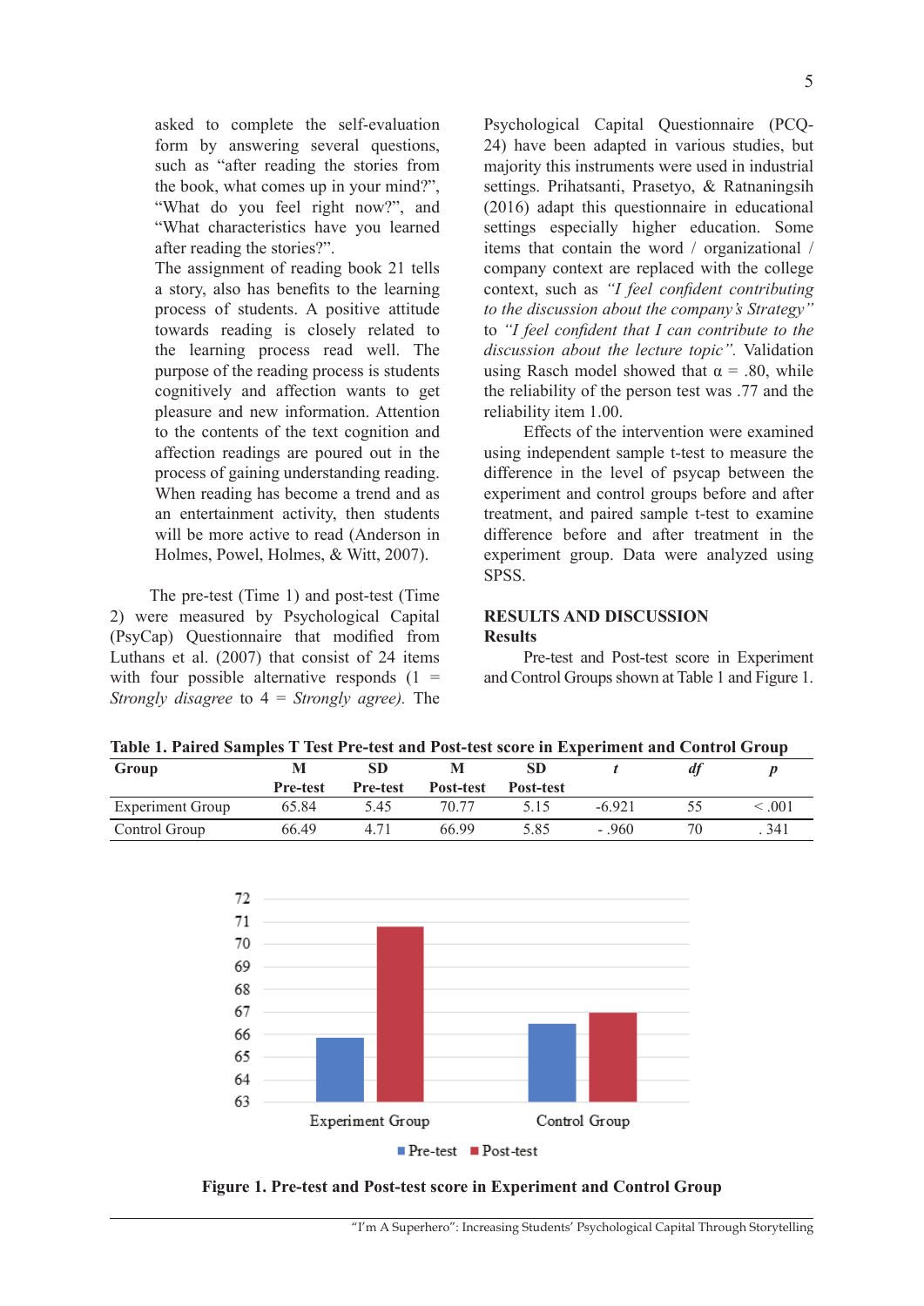asked to complete the self-evaluation form by answering several questions, such as "after reading the stories from the book, what comes up in your mind?", "What do you feel right now?", and "What characteristics have you learned after reading the stories?".

The assignment of reading book 21 tells a story, also has benefits to the learning process of students. A positive attitude towards reading is closely related to the learning process read well. The purpose of the reading process is students cognitively and affection wants to get pleasure and new information. Attention to the contents of the text cognition and affection readings are poured out in the process of gaining understanding reading. When reading has become a trend and as an entertainment activity, then students will be more active to read (Anderson in Holmes, Powel, Holmes, & Witt, 2007).

The pre-test (Time 1) and post-test (Time 2) were measured by Psychological Capital (PsyCap) Questionnaire that modified from Luthans et al. (2007) that consist of 24 items with four possible alternative responds (1 = *Strongly disagree* to 4 = *Strongly agree).* The Psychological Capital Questionnaire (PCQ-24) have been adapted in various studies, but majority this instruments were used in industrial settings. Prihatsanti, Prasetyo, & Ratnaningsih (2016) adapt this questionnaire in educational settings especially higher education. Some items that contain the word / organizational / company context are replaced with the college context, such as *"I feel confident contributing to the discussion about the company's Strategy"* to *"I feel confident that I can contribute to the discussion about the lecture topic".* Validation using Rasch model showed that $\alpha$ = .80, while the reliability of the person test was .77 and the reliability item 1.00.

Effects of the intervention were examined using independent sample t-test to measure the difference in the level of psycap between the experiment and control groups before and after treatment, and paired sample t-test to examine difference before and after treatment in the experiment group. Data were analyzed using SPSS.

## RESULTS AND DISCUSSION

### Results

Pre-test and Post-test score in Experiment and Control Groups shown at Table 1 and Figure 1.

**Table 1. Paired Samples T Test Pre-test and Post-test score in Experiment and Control Group**

| Group | M Pre-test | SD Pre-test | M Post-test | SD Post-test | *t* | *df* | *p* |
|---|---|---|---|---|---|---|---|
| Experiment Group | 65.84 | 5.45 | 70.77 | 5.15 | -6.921 | 55 | < .001 |
| Control Group | 66.49 | 4.71 | 66.99 | 5.85 | - .960 | 70 | . 341 |

**Figure 1. Pre-test and Post-test score in Experiment and Control Group**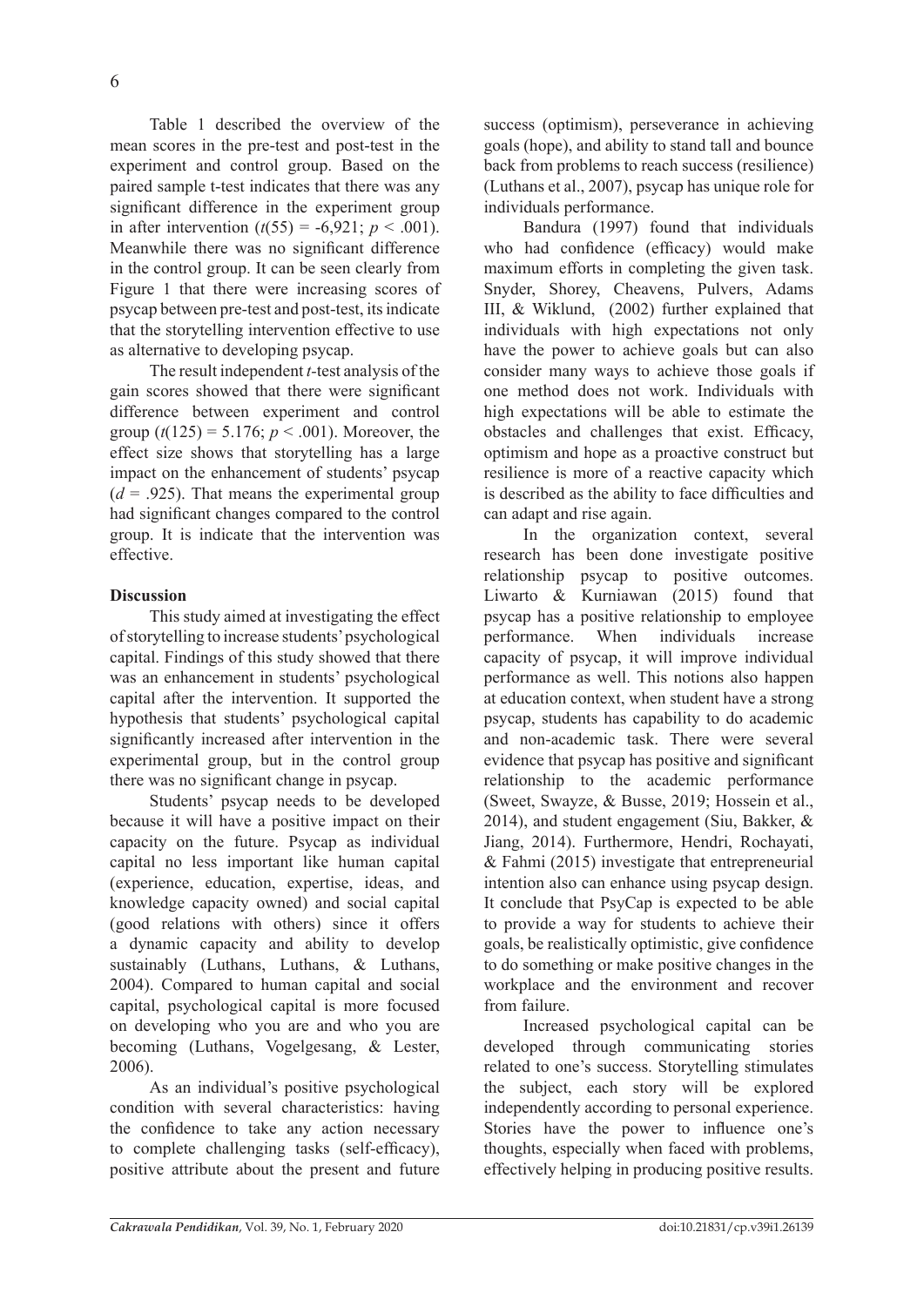Table 1 described the overview of the mean scores in the pre-test and post-test in the experiment and control group. Based on the paired sample t-test indicates that there was any significant difference in the experiment group in after intervention ($t(55) = -6{,}921$; $p < .001$). Meanwhile there was no significant difference in the control group. It can be seen clearly from Figure 1 that there were increasing scores of psycap between pre-test and post-test, its indicate that the storytelling intervention effective to use as alternative to developing psycap.

The result independent *t*-test analysis of the gain scores showed that there were significant difference between experiment and control group ($t(125) = 5.176$; $p < .001$). Moreover, the effect size shows that storytelling has a large impact on the enhancement of students' psycap ($d = .925$). That means the experimental group had significant changes compared to the control group. It is indicate that the intervention was effective.

**Discussion**

This study aimed at investigating the effect of storytelling to increase students' psychological capital. Findings of this study showed that there was an enhancement in students' psychological capital after the intervention. It supported the hypothesis that students' psychological capital significantly increased after intervention in the experimental group, but in the control group there was no significant change in psycap.

Students' psycap needs to be developed because it will have a positive impact on their capacity on the future. Psycap as individual capital no less important like human capital (experience, education, expertise, ideas, and knowledge capacity owned) and social capital (good relations with others) since it offers a dynamic capacity and ability to develop sustainably (Luthans, Luthans, & Luthans, 2004). Compared to human capital and social capital, psychological capital is more focused on developing who you are and who you are becoming (Luthans, Vogelgesang, & Lester, 2006).

As an individual's positive psychological condition with several characteristics: having the confidence to take any action necessary to complete challenging tasks (self-efficacy), positive attribute about the present and future success (optimism), perseverance in achieving goals (hope), and ability to stand tall and bounce back from problems to reach success (resilience) (Luthans et al., 2007), psycap has unique role for individuals performance.

Bandura (1997) found that individuals who had confidence (efficacy) would make maximum efforts in completing the given task. Snyder, Shorey, Cheavens, Pulvers, Adams III, & Wiklund, (2002) further explained that individuals with high expectations not only have the power to achieve goals but can also consider many ways to achieve those goals if one method does not work. Individuals with high expectations will be able to estimate the obstacles and challenges that exist. Efficacy, optimism and hope as a proactive construct but resilience is more of a reactive capacity which is described as the ability to face difficulties and can adapt and rise again.

In the organization context, several research has been done investigate positive relationship psycap to positive outcomes. Liwarto & Kurniawan (2015) found that psycap has a positive relationship to employee performance. When individuals increase capacity of psycap, it will improve individual performance as well. This notions also happen at education context, when student have a strong psycap, students has capability to do academic and non-academic task. There were several evidence that psycap has positive and significant relationship to the academic performance (Sweet, Swayze, & Busse, 2019; Hossein et al., 2014), and student engagement (Siu, Bakker, & Jiang, 2014). Furthermore, Hendri, Rochayati, & Fahmi (2015) investigate that entrepreneurial intention also can enhance using psycap design. It conclude that PsyCap is expected to be able to provide a way for students to achieve their goals, be realistically optimistic, give confidence to do something or make positive changes in the workplace and the environment and recover from failure.

Increased psychological capital can be developed through communicating stories related to one's success. Storytelling stimulates the subject, each story will be explored independently according to personal experience. Stories have the power to influence one's thoughts, especially when faced with problems, effectively helping in producing positive results.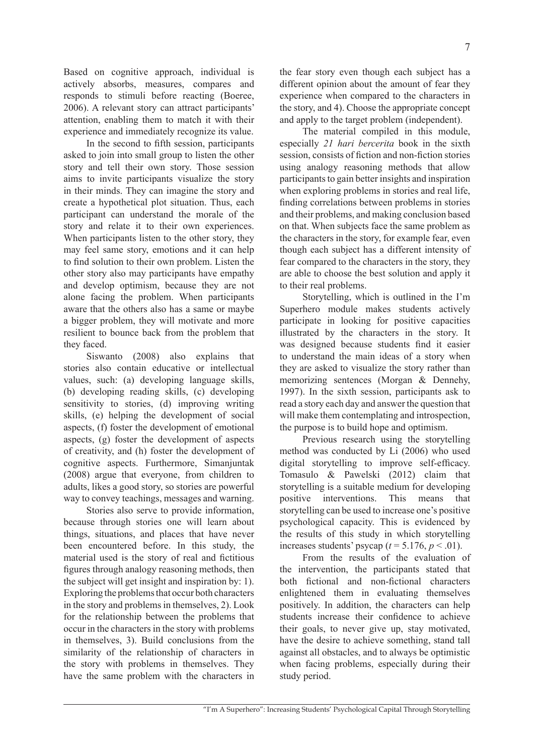Based on cognitive approach, individual is actively absorbs, measures, compares and responds to stimuli before reacting (Boeree, 2006). A relevant story can attract participants' attention, enabling them to match it with their experience and immediately recognize its value.

In the second to fifth session, participants asked to join into small group to listen the other story and tell their own story. Those session aims to invite participants visualize the story in their minds. They can imagine the story and create a hypothetical plot situation. Thus, each participant can understand the morale of the story and relate it to their own experiences. When participants listen to the other story, they may feel same story, emotions and it can help to find solution to their own problem. Listen the other story also may participants have empathy and develop optimism, because they are not alone facing the problem. When participants aware that the others also has a same or maybe a bigger problem, they will motivate and more resilient to bounce back from the problem that they faced.

Siswanto (2008) also explains that stories also contain educative or intellectual values, such: (a) developing language skills, (b) developing reading skills, (c) developing sensitivity to stories, (d) improving writing skills, (e) helping the development of social aspects, (f) foster the development of emotional aspects, (g) foster the development of aspects of creativity, and (h) foster the development of cognitive aspects. Furthermore, Simanjuntak (2008) argue that everyone, from children to adults, likes a good story, so stories are powerful way to convey teachings, messages and warning.

Stories also serve to provide information, because through stories one will learn about things, situations, and places that have never been encountered before. In this study, the material used is the story of real and fictitious figures through analogy reasoning methods, then the subject will get insight and inspiration by: 1). Exploring the problems that occur both characters in the story and problems in themselves, 2). Look for the relationship between the problems that occur in the characters in the story with problems in themselves, 3). Build conclusions from the similarity of the relationship of characters in the story with problems in themselves. They have the same problem with the characters in the fear story even though each subject has a different opinion about the amount of fear they experience when compared to the characters in the story, and 4). Choose the appropriate concept and apply to the target problem (independent).

The material compiled in this module, especially *21 hari bercerita* book in the sixth session, consists of fiction and non-fiction stories using analogy reasoning methods that allow participants to gain better insights and inspiration when exploring problems in stories and real life, finding correlations between problems in stories and their problems, and making conclusion based on that. When subjects face the same problem as the characters in the story, for example fear, even though each subject has a different intensity of fear compared to the characters in the story, they are able to choose the best solution and apply it to their real problems.

Storytelling, which is outlined in the I'm Superhero module makes students actively participate in looking for positive capacities illustrated by the characters in the story. It was designed because students find it easier to understand the main ideas of a story when they are asked to visualize the story rather than memorizing sentences (Morgan & Dennehy, 1997). In the sixth session, participants ask to read a story each day and answer the question that will make them contemplating and introspection, the purpose is to build hope and optimism.

Previous research using the storytelling method was conducted by Li (2006) who used digital storytelling to improve self-efficacy. Tomasulo & Pawelski (2012) claim that storytelling is a suitable medium for developing positive interventions. This means that storytelling can be used to increase one's positive psychological capacity. This is evidenced by the results of this study in which storytelling increases students' psycap ($t$ = 5.176, $p < .01$).

From the results of the evaluation of the intervention, the participants stated that both fictional and non-fictional characters enlightened them in evaluating themselves positively. In addition, the characters can help students increase their confidence to achieve their goals, to never give up, stay motivated, have the desire to achieve something, stand tall against all obstacles, and to always be optimistic when facing problems, especially during their study period.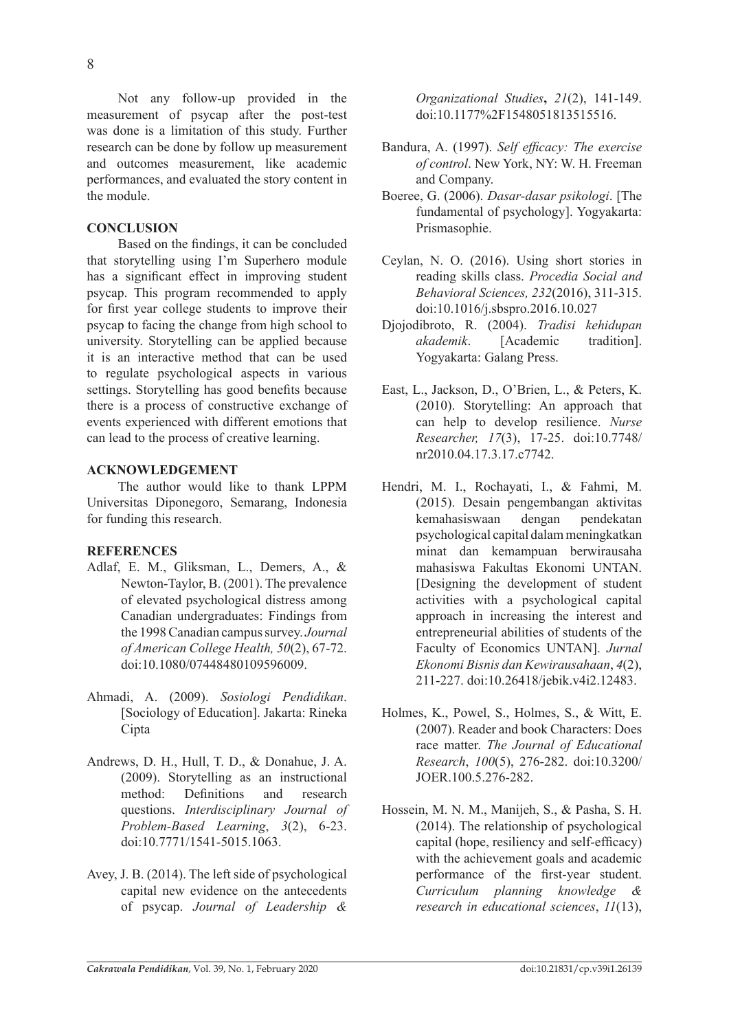Not any follow-up provided in the measurement of psycap after the post-test was done is a limitation of this study. Further research can be done by follow up measurement and outcomes measurement, like academic performances, and evaluated the story content in the module.

## CONCLUSION

Based on the findings, it can be concluded that storytelling using I'm Superhero module has a significant effect in improving student psycap. This program recommended to apply for first year college students to improve their psycap to facing the change from high school to university. Storytelling can be applied because it is an interactive method that can be used to regulate psychological aspects in various settings. Storytelling has good benefits because there is a process of constructive exchange of events experienced with different emotions that can lead to the process of creative learning.

## ACKNOWLEDGEMENT

The author would like to thank LPPM Universitas Diponegoro, Semarang, Indonesia for funding this research.

## REFERENCES

Adlaf, E. M., Gliksman, L., Demers, A., & Newton-Taylor, B. (2001). The prevalence of elevated psychological distress among Canadian undergraduates: Findings from the 1998 Canadian campus survey. *Journal of American College Health, 50*(2), 67-72. doi:10.1080/07448480109596009.

Ahmadi, A. (2009). *Sosiologi Pendidikan*. [Sociology of Education]. Jakarta: Rineka Cipta

Andrews, D. H., Hull, T. D., & Donahue, J. A. (2009). Storytelling as an instructional method: Definitions and research questions. *Interdisciplinary Journal of Problem-Based Learning*, *3*(2), 6-23. doi:10.7771/1541-5015.1063.

Avey, J. B. (2014). The left side of psychological capital new evidence on the antecedents of psycap. *Journal of Leadership & Organizational Studies***,** *21*(2), 141-149. doi:10.1177%2F1548051813515516.

Bandura, A. (1997). *Self efficacy: The exercise of control*. New York, NY: W. H. Freeman and Company.

Boeree, G. (2006). *Dasar-dasar psikologi*. [The fundamental of psychology]. Yogyakarta: Prismasophie.

Ceylan, N. O. (2016). Using short stories in reading skills class. *Procedia Social and Behavioral Sciences, 232*(2016), 311-315. doi:10.1016/j.sbspro.2016.10.027

Djojodibroto, R. (2004). *Tradisi kehidupan akademik*. [Academic tradition]. Yogyakarta: Galang Press.

East, L., Jackson, D., O'Brien, L., & Peters, K. (2010). Storytelling: An approach that can help to develop resilience. *Nurse Researcher, 17*(3), 17-25. doi:10.7748/nr2010.04.17.3.17.c7742.

Hendri, M. I., Rochayati, I., & Fahmi, M. (2015). Desain pengembangan aktivitas kemahasiswaan dengan pendekatan psychological capital dalam meningkatkan minat dan kemampuan berwirausaha mahasiswa Fakultas Ekonomi UNTAN. [Designing the development of student activities with a psychological capital approach in increasing the interest and entrepreneurial abilities of students of the Faculty of Economics UNTAN]. *Jurnal Ekonomi Bisnis dan Kewirausahaan*, *4*(2), 211-227. doi:10.26418/jebik.v4i2.12483.

Holmes, K., Powel, S., Holmes, S., & Witt, E. (2007). Reader and book Characters: Does race matter. *The Journal of Educational Research*, *100*(5), 276-282. doi:10.3200/JOER.100.5.276-282.

Hossein, M. N. M., Manijeh, S., & Pasha, S. H. (2014). The relationship of psychological capital (hope, resiliency and self-efficacy) with the achievement goals and academic performance of the first-year student. *Curriculum planning knowledge & research in educational sciences*, *11*(13),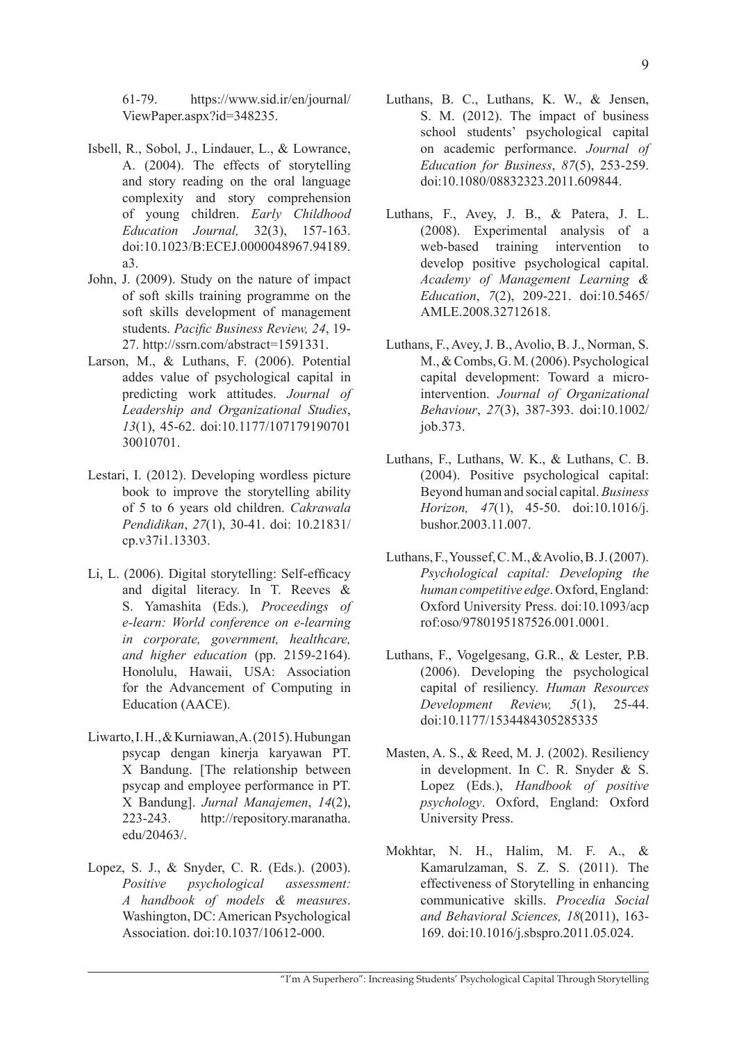61-79. https://www.sid.ir/en/journal/ViewPaper.aspx?id=348235.

Isbell, R., Sobol, J., Lindauer, L., & Lowrance, A. (2004). The effects of storytelling and story reading on the oral language complexity and story comprehension of young children. *Early Childhood Education Journal,* 32(3), 157-163. doi:10.1023/B:ECEJ.0000048967.94189.a3.

John, J. (2009). Study on the nature of impact of soft skills training programme on the soft skills development of management students. *Pacific Business Review, 24*, 19-27. http://ssrn.com/abstract=1591331.

Larson, M., & Luthans, F. (2006). Potential addes value of psychological capital in predicting work attitudes. *Journal of Leadership and Organizational Studies*, *13*(1), 45-62. doi:10.1177/10717919070130010701.

Lestari, I. (2012). Developing wordless picture book to improve the storytelling ability of 5 to 6 years old children. *Cakrawala Pendidikan*, *27*(1), 30-41. doi: 10.21831/cp.v37i1.13303.

Li, L. (2006). Digital storytelling: Self-efficacy and digital literacy. In T. Reeves & S. Yamashita (Eds.)*, Proceedings of e-learn: World conference on e-learning in corporate, government, healthcare, and higher education* (pp. 2159-2164). Honolulu, Hawaii, USA: Association for the Advancement of Computing in Education (AACE).

Liwarto, I. H., & Kurniawan, A. (2015). Hubungan psycap dengan kinerja karyawan PT. X Bandung. [The relationship between psycap and employee performance in PT. X Bandung]. *Jurnal Manajemen*, *14*(2), 223-243. http://repository.maranatha.edu/20463/.

Lopez, S. J., & Snyder, C. R. (Eds.). (2003). *Positive psychological assessment: A handbook of models & measures*. Washington, DC: American Psychological Association. doi:10.1037/10612-000.

Luthans, B. C., Luthans, K. W., & Jensen, S. M. (2012). The impact of business school students' psychological capital on academic performance. *Journal of Education for Business*, *87*(5), 253-259. doi:10.1080/08832323.2011.609844.

Luthans, F., Avey, J. B., & Patera, J. L. (2008). Experimental analysis of a web-based training intervention to develop positive psychological capital. *Academy of Management Learning & Education*, *7*(2), 209-221. doi:10.5465/AMLE.2008.32712618.

Luthans, F., Avey, J. B., Avolio, B. J., Norman, S. M., & Combs, G. M. (2006). Psychological capital development: Toward a micro-intervention. *Journal of Organizational Behaviour*, *27*(3), 387-393. doi:10.1002/job.373.

Luthans, F., Luthans, W. K., & Luthans, C. B. (2004). Positive psychological capital: Beyond human and social capital. *Business Horizon, 47*(1), 45-50. doi:10.1016/j.bushor.2003.11.007.

Luthans, F., Youssef, C. M., & Avolio, B. J. (2007). *Psychological capital: Developing the human competitive edge*. Oxford, England: Oxford University Press. doi:10.1093/acprof:oso/9780195187526.001.0001.

Luthans, F., Vogelgesang, G.R., & Lester, P.B. (2006). Developing the psychological capital of resiliency. *Human Resources Development Review, 5*(1), 25-44. doi:10.1177/1534484305285335

Masten, A. S., & Reed, M. J. (2002). Resiliency in development. In C. R. Snyder & S. Lopez (Eds.), *Handbook of positive psychology*. Oxford, England: Oxford University Press.

Mokhtar, N. H., Halim, M. F. A., & Kamarulzaman, S. Z. S. (2011). The effectiveness of Storytelling in enhancing communicative skills. *Procedia Social and Behavioral Sciences, 18*(2011), 163-169. doi:10.1016/j.sbspro.2011.05.024.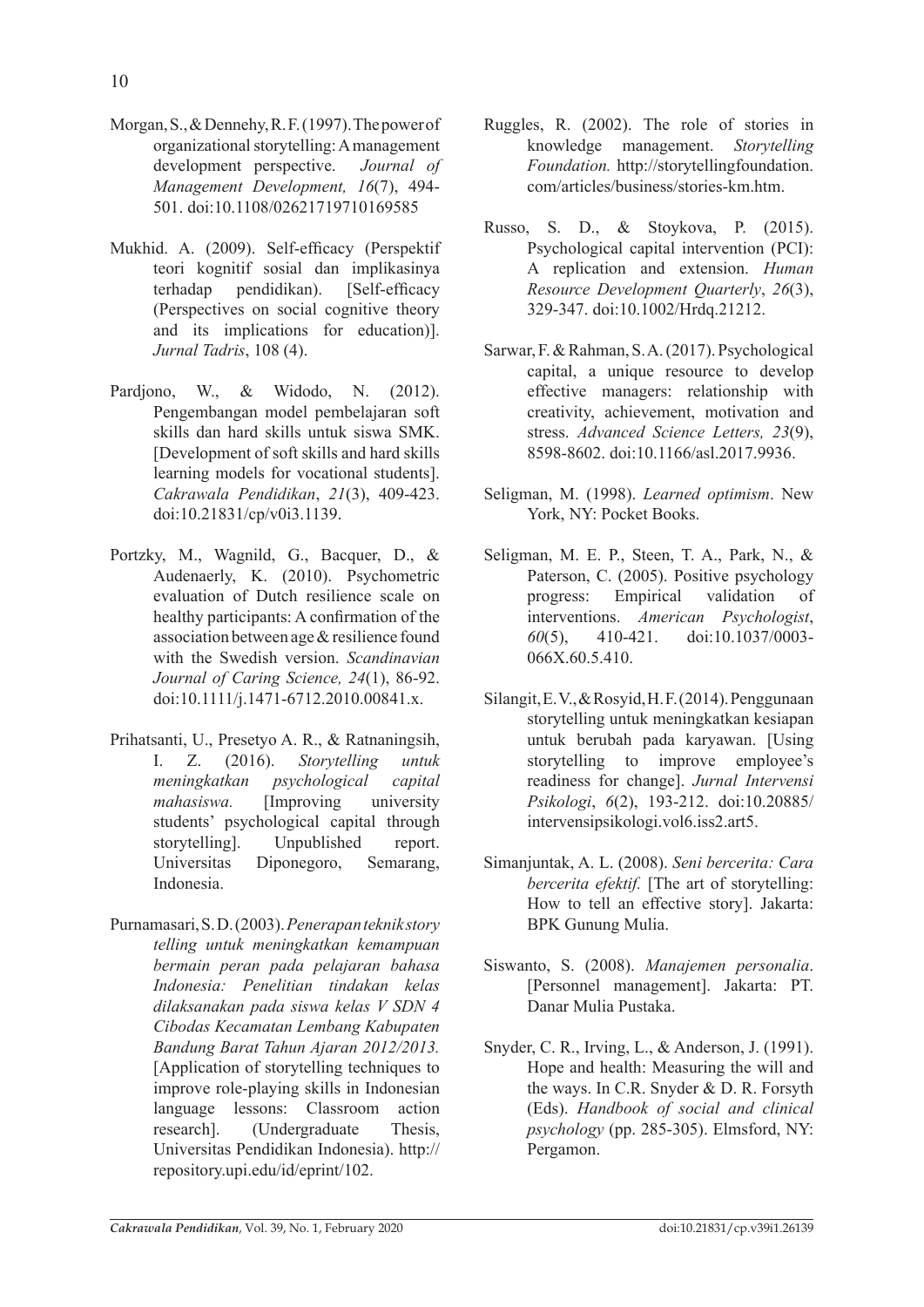Morgan, S., & Dennehy, R. F. (1997). The power of organizational storytelling: A management development perspective. *Journal of Management Development, 16*(7), 494-501. doi:10.1108/02621719710169585

Mukhid. A. (2009). Self-efficacy (Perspektif teori kognitif sosial dan implikasinya terhadap pendidikan). [Self-efficacy (Perspectives on social cognitive theory and its implications for education)]. *Jurnal Tadris*, 108 (4).

Pardjono, W., & Widodo, N. (2012). Pengembangan model pembelajaran soft skills dan hard skills untuk siswa SMK. [Development of soft skills and hard skills learning models for vocational students]. *Cakrawala Pendidikan*, *21*(3), 409-423. doi:10.21831/cp/v0i3.1139.

Portzky, M., Wagnild, G., Bacquer, D., & Audenaerly, K. (2010). Psychometric evaluation of Dutch resilience scale on healthy participants: A confirmation of the association between age & resilience found with the Swedish version. *Scandinavian Journal of Caring Science, 24*(1), 86-92. doi:10.1111/j.1471-6712.2010.00841.x.

Prihatsanti, U., Presetyo A. R., & Ratnaningsih, I. Z. (2016). *Storytelling untuk meningkatkan psychological capital mahasiswa.* [Improving university students' psychological capital through storytelling]. Unpublished report. Universitas Diponegoro, Semarang, Indonesia.

Purnamasari, S. D. (2003). *Penerapan teknik story telling untuk meningkatkan kemampuan bermain peran pada pelajaran bahasa Indonesia: Penelitian tindakan kelas dilaksanakan pada siswa kelas V SDN 4 Cibodas Kecamatan Lembang Kabupaten Bandung Barat Tahun Ajaran 2012/2013.* [Application of storytelling techniques to improve role-playing skills in Indonesian language lessons: Classroom action research]. (Undergraduate Thesis, Universitas Pendidikan Indonesia). http://repository.upi.edu/id/eprint/102.

Ruggles, R. (2002). The role of stories in knowledge management. *Storytelling Foundation.* http://storytellingfoundation.com/articles/business/stories-km.htm.

Russo, S. D., & Stoykova, P. (2015). Psychological capital intervention (PCI): A replication and extension. *Human Resource Development Quarterly*, *26*(3), 329-347. doi:10.1002/Hrdq.21212.

Sarwar, F. & Rahman, S. A. (2017). Psychological capital, a unique resource to develop effective managers: relationship with creativity, achievement, motivation and stress. *Advanced Science Letters, 23*(9), 8598-8602. doi:10.1166/asl.2017.9936.

Seligman, M. (1998). *Learned optimism*. New York, NY: Pocket Books.

Seligman, M. E. P., Steen, T. A., Park, N., & Paterson, C. (2005). Positive psychology progress: Empirical validation of interventions. *American Psychologist*, *60*(5), 410-421. doi:10.1037/0003-066X.60.5.410.

Silangit, E. V., & Rosyid, H. F. (2014). Penggunaan storytelling untuk meningkatkan kesiapan untuk berubah pada karyawan. [Using storytelling to improve employee's readiness for change]. *Jurnal Intervensi Psikologi*, *6*(2), 193-212. doi:10.20885/intervensipsikologi.vol6.iss2.art5.

Simanjuntak, A. L. (2008). *Seni bercerita: Cara bercerita efektif.* [The art of storytelling: How to tell an effective story]. Jakarta: BPK Gunung Mulia.

Siswanto, S. (2008). *Manajemen personalia*. [Personnel management]. Jakarta: PT. Danar Mulia Pustaka.

Snyder, C. R., Irving, L., & Anderson, J. (1991). Hope and health: Measuring the will and the ways. In C.R. Snyder & D. R. Forsyth (Eds). *Handbook of social and clinical psychology* (pp. 285-305). Elmsford, NY: Pergamon.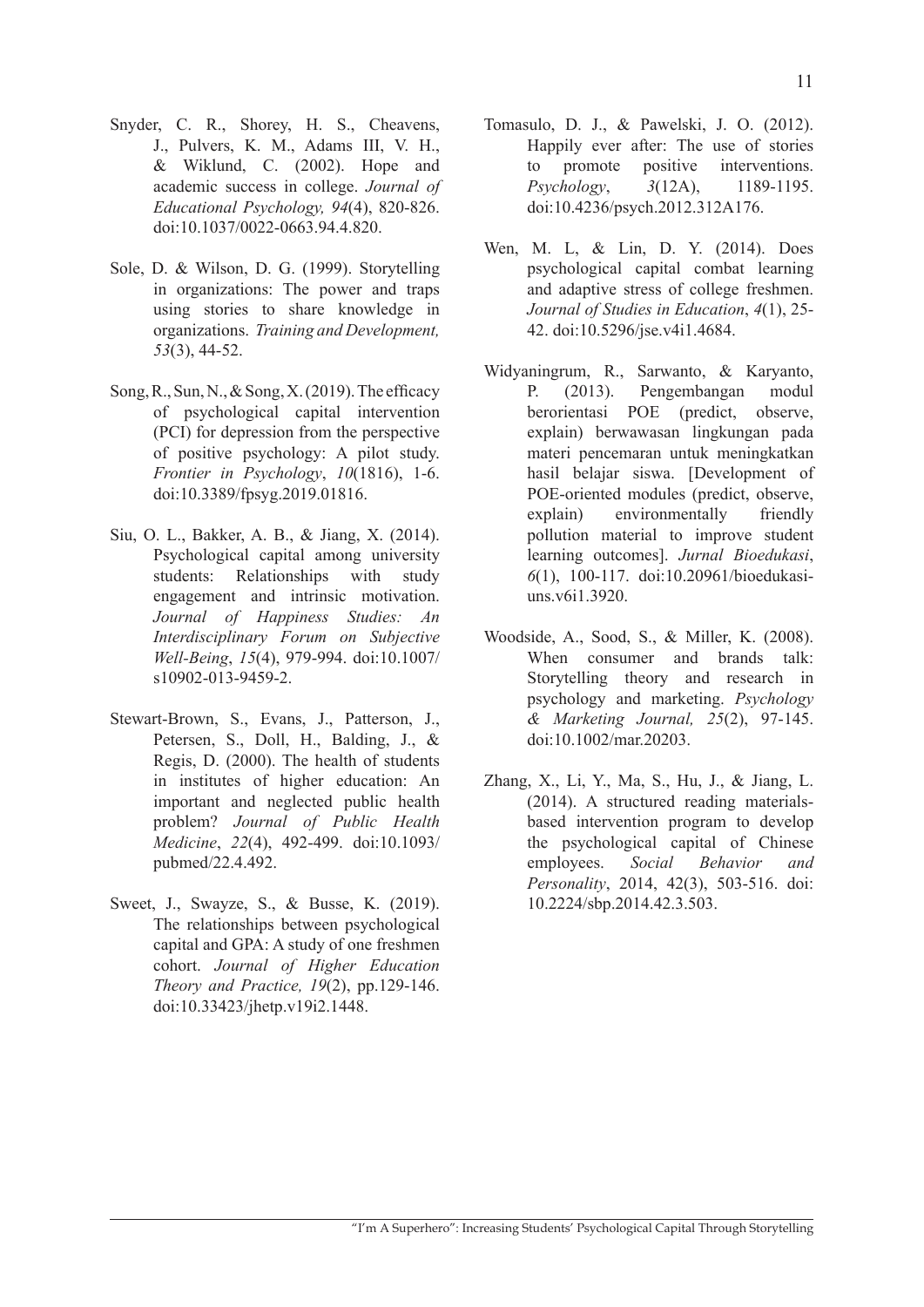Snyder, C. R., Shorey, H. S., Cheavens, J., Pulvers, K. M., Adams III, V. H., & Wiklund, C. (2002). Hope and academic success in college. *Journal of Educational Psychology, 94*(4), 820-826. doi:10.1037/0022-0663.94.4.820.

Sole, D. & Wilson, D. G. (1999). Storytelling in organizations: The power and traps using stories to share knowledge in organizations. *Training and Development, 53*(3), 44-52.

Song, R., Sun, N., & Song, X. (2019). The efficacy of psychological capital intervention (PCI) for depression from the perspective of positive psychology: A pilot study. *Frontier in Psychology*, *10*(1816), 1-6. doi:10.3389/fpsyg.2019.01816.

Siu, O. L., Bakker, A. B., & Jiang, X. (2014). Psychological capital among university students: Relationships with study engagement and intrinsic motivation. *Journal of Happiness Studies: An Interdisciplinary Forum on Subjective Well-Being*, *15*(4), 979-994. doi:10.1007/s10902-013-9459-2.

Stewart-Brown, S., Evans, J., Patterson, J., Petersen, S., Doll, H., Balding, J., & Regis, D. (2000). The health of students in institutes of higher education: An important and neglected public health problem? *Journal of Public Health Medicine*, *22*(4), 492-499. doi:10.1093/pubmed/22.4.492.

Sweet, J., Swayze, S., & Busse, K. (2019). The relationships between psychological capital and GPA: A study of one freshmen cohort. *Journal of Higher Education Theory and Practice, 19*(2), pp.129-146. doi:10.33423/jhetp.v19i2.1448.

Tomasulo, D. J., & Pawelski, J. O. (2012). Happily ever after: The use of stories to promote positive interventions. *Psychology*, *3*(12A), 1189-1195. doi:10.4236/psych.2012.312A176.

Wen, M. L, & Lin, D. Y. (2014). Does psychological capital combat learning and adaptive stress of college freshmen. *Journal of Studies in Education*, *4*(1), 25-42. doi:10.5296/jse.v4i1.4684.

Widyaningrum, R., Sarwanto, & Karyanto, P. (2013). Pengembangan modul berorientasi POE (predict, observe, explain) berwawasan lingkungan pada materi pencemaran untuk meningkatkan hasil belajar siswa. [Development of POE-oriented modules (predict, observe, explain) environmentally friendly pollution material to improve student learning outcomes]. *Jurnal Bioedukasi*, *6*(1), 100-117. doi:10.20961/bioedukasi-uns.v6i1.3920.

Woodside, A., Sood, S., & Miller, K. (2008). When consumer and brands talk: Storytelling theory and research in psychology and marketing. *Psychology & Marketing Journal, 25*(2), 97-145. doi:10.1002/mar.20203.

Zhang, X., Li, Y., Ma, S., Hu, J., & Jiang, L. (2014). A structured reading materials-based intervention program to develop the psychological capital of Chinese employees. *Social Behavior and Personality*, 2014, 42(3), 503-516. doi: 10.2224/sbp.2014.42.3.503.